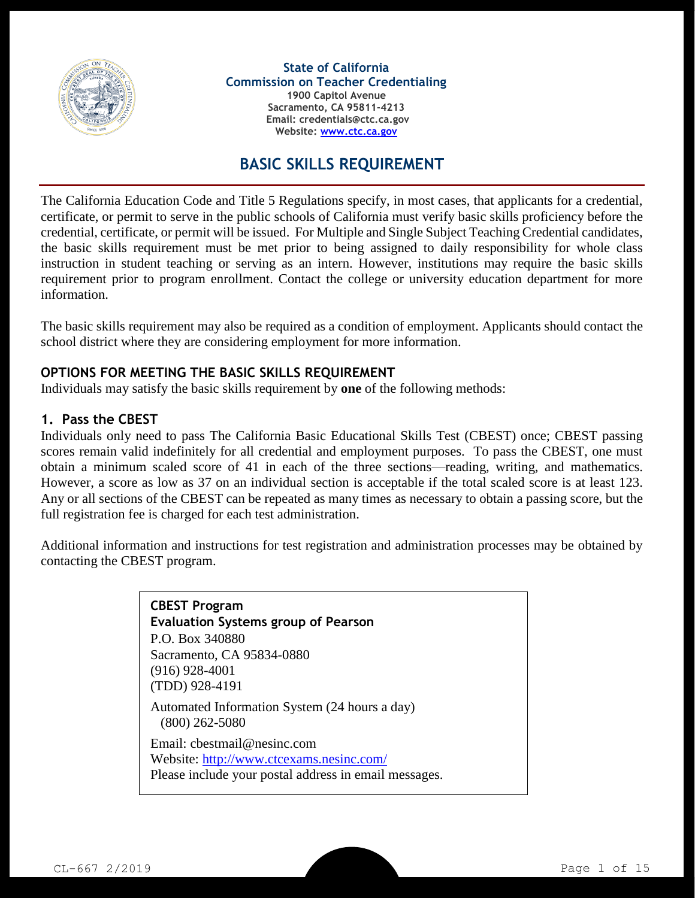**State of California**
**Commission on Teacher Credentialing**
**1900 Capitol Avenue**
**Sacramento, CA 95811-4213**
**Email: credentials@ctc.ca.gov**
**Website: [www.ctc.ca.gov](http://www.ctc.ca.gov)**

# BASIC SKILLS REQUIREMENT

The California Education Code and Title 5 Regulations specify, in most cases, that applicants for a credential, certificate, or permit to serve in the public schools of California must verify basic skills proficiency before the credential, certificate, or permit will be issued. For Multiple and Single Subject Teaching Credential candidates, the basic skills requirement must be met prior to being assigned to daily responsibility for whole class instruction in student teaching or serving as an intern. However, institutions may require the basic skills requirement prior to program enrollment. Contact the college or university education department for more information.

The basic skills requirement may also be required as a condition of employment. Applicants should contact the school district where they are considering employment for more information.

## OPTIONS FOR MEETING THE BASIC SKILLS REQUIREMENT

Individuals may satisfy the basic skills requirement by **one** of the following methods:

### 1. Pass the CBEST

Individuals only need to pass The California Basic Educational Skills Test (CBEST) once; CBEST passing scores remain valid indefinitely for all credential and employment purposes. To pass the CBEST, one must obtain a minimum scaled score of 41 in each of the three sections—reading, writing, and mathematics. However, a score as low as 37 on an individual section is acceptable if the total scaled score is at least 123. Any or all sections of the CBEST can be repeated as many times as necessary to obtain a passing score, but the full registration fee is charged for each test administration.

Additional information and instructions for test registration and administration processes may be obtained by contacting the CBEST program.

**CBEST Program**
**Evaluation Systems group of Pearson**
P.O. Box 340880
Sacramento, CA 95834-0880
(916) 928-4001
(TDD) 928-4191

Automated Information System (24 hours a day)
(800) 262-5080

Email: cbestmail@nesinc.com
Website: [http://www.ctcexams.nesinc.com/](http://www.ctcexams.nesinc.com/)
Please include your postal address in email messages.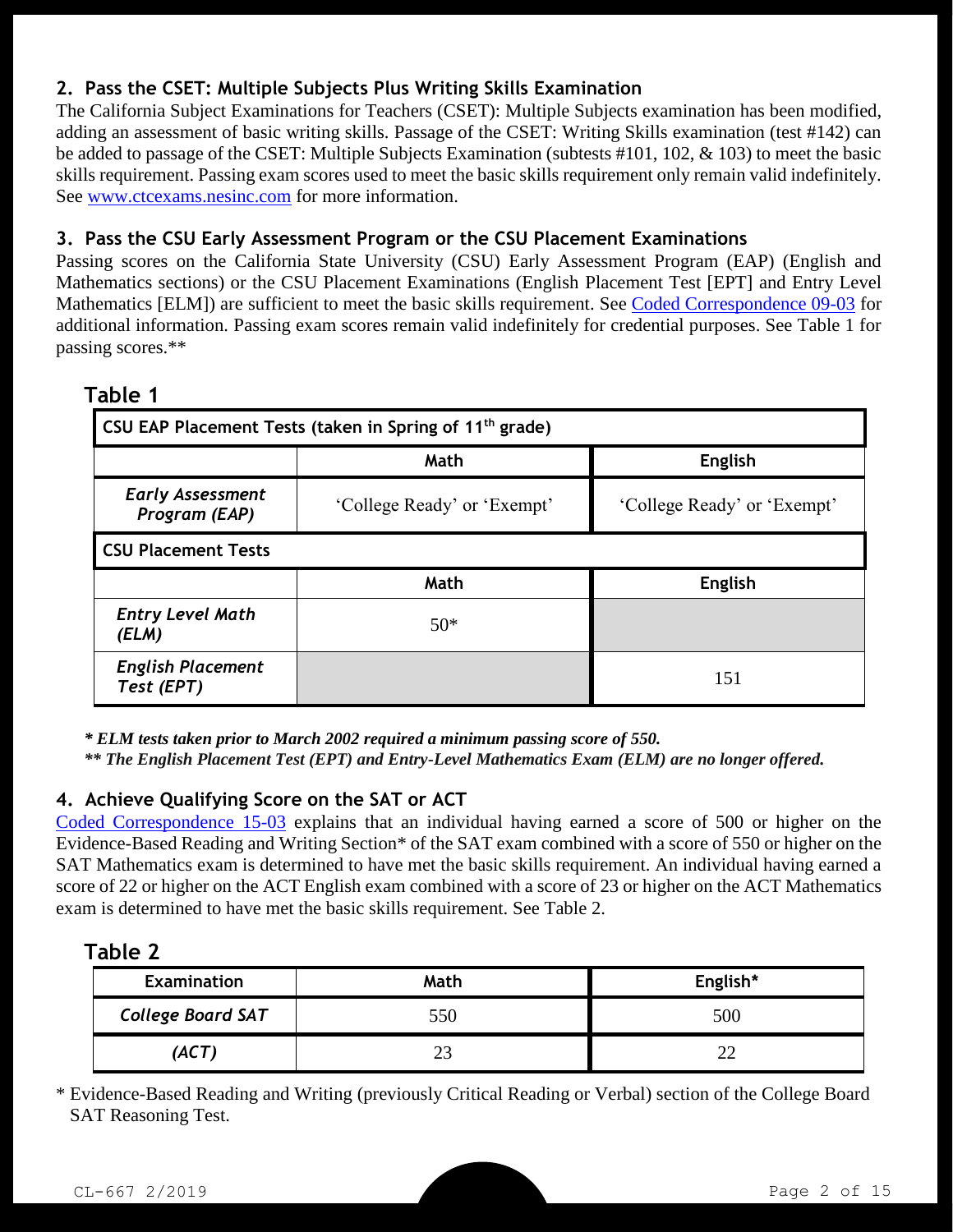### 2. Pass the CSET: Multiple Subjects Plus Writing Skills Examination

The California Subject Examinations for Teachers (CSET): Multiple Subjects examination has been modified, adding an assessment of basic writing skills. Passage of the CSET: Writing Skills examination (test #142) can be added to passage of the CSET: Multiple Subjects Examination (subtests #101, 102, & 103) to meet the basic skills requirement. Passing exam scores used to meet the basic skills requirement only remain valid indefinitely. See [www.ctcexams.nesinc.com](http://www.ctcexams.nesinc.com) for more information.

### 3. Pass the CSU Early Assessment Program or the CSU Placement Examinations

Passing scores on the California State University (CSU) Early Assessment Program (EAP) (English and Mathematics sections) or the CSU Placement Examinations (English Placement Test [EPT] and Entry Level Mathematics [ELM]) are sufficient to meet the basic skills requirement. See Coded Correspondence 09-03 for additional information. Passing exam scores remain valid indefinitely for credential purposes. See Table 1 for passing scores.**

## Table 1

| CSU EAP Placement Tests (taken in Spring of 11th grade) | | |
|---|---|---|
| | **Math** | **English** |
| ***Early Assessment Program (EAP)*** | 'College Ready' or 'Exempt' | 'College Ready' or 'Exempt' |
| **CSU Placement Tests** | | |
| | **Math** | **English** |
| ***Entry Level Math (ELM)*** | 50* | |
| ***English Placement Test (EPT)*** | | 151 |

***\* ELM tests taken prior to March 2002 required a minimum passing score of 550.***
***\*\* The English Placement Test (EPT) and Entry-Level Mathematics Exam (ELM) are no longer offered.***

### 4. Achieve Qualifying Score on the SAT or ACT

Coded Correspondence 15-03 explains that an individual having earned a score of 500 or higher on the Evidence-Based Reading and Writing Section* of the SAT exam combined with a score of 550 or higher on the SAT Mathematics exam is determined to have met the basic skills requirement. An individual having earned a score of 22 or higher on the ACT English exam combined with a score of 23 or higher on the ACT Mathematics exam is determined to have met the basic skills requirement. See Table 2.

## Table 2

| Examination | Math | English* |
|---|---|---|
| ***College Board SAT*** | 550 | 500 |
| ***(ACT)*** | 23 | 22 |

\* Evidence-Based Reading and Writing (previously Critical Reading or Verbal) section of the College Board SAT Reasoning Test.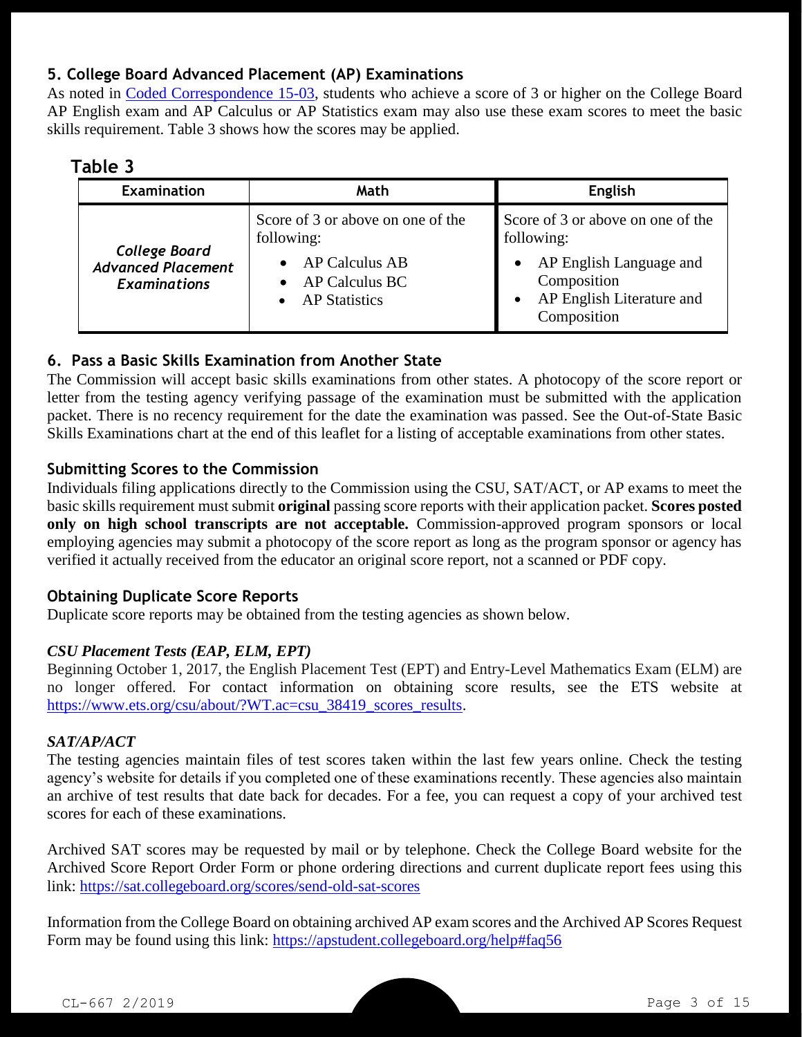### 5. College Board Advanced Placement (AP) Examinations

As noted in [Coded Correspondence 15-03](), students who achieve a score of 3 or higher on the College Board AP English exam and AP Calculus or AP Statistics exam may also use these exam scores to meet the basic skills requirement. Table 3 shows how the scores may be applied.

## Table 3

| Examination | Math | English |
|---|---|---|
| ***College Board Advanced Placement Examinations*** | Score of 3 or above on one of the following: <br>• AP Calculus AB <br>• AP Calculus BC <br>• AP Statistics | Score of 3 or above on one of the following: <br>• AP English Language and Composition <br>• AP English Literature and Composition |

### 6. Pass a Basic Skills Examination from Another State

The Commission will accept basic skills examinations from other states. A photocopy of the score report or letter from the testing agency verifying passage of the examination must be submitted with the application packet. There is no recency requirement for the date the examination was passed. See the Out-of-State Basic Skills Examinations chart at the end of this leaflet for a listing of acceptable examinations from other states.

### Submitting Scores to the Commission

Individuals filing applications directly to the Commission using the CSU, SAT/ACT, or AP exams to meet the basic skills requirement must submit **original** passing score reports with their application packet. **Scores posted only on high school transcripts are not acceptable.** Commission-approved program sponsors or local employing agencies may submit a photocopy of the score report as long as the program sponsor or agency has verified it actually received from the educator an original score report, not a scanned or PDF copy.

### Obtaining Duplicate Score Reports

Duplicate score reports may be obtained from the testing agencies as shown below.

***CSU Placement Tests (EAP, ELM, EPT)***

Beginning October 1, 2017, the English Placement Test (EPT) and Entry-Level Mathematics Exam (ELM) are no longer offered. For contact information on obtaining score results, see the ETS website at [https://www.ets.org/csu/about/?WT.ac=csu_38419_scores_results](https://www.ets.org/csu/about/?WT.ac=csu_38419_scores_results).

***SAT/AP/ACT***

The testing agencies maintain files of test scores taken within the last few years online. Check the testing agency's website for details if you completed one of these examinations recently. These agencies also maintain an archive of test results that date back for decades. For a fee, you can request a copy of your archived test scores for each of these examinations.

Archived SAT scores may be requested by mail or by telephone. Check the College Board website for the Archived Score Report Order Form or phone ordering directions and current duplicate report fees using this link: [https://sat.collegeboard.org/scores/send-old-sat-scores](https://sat.collegeboard.org/scores/send-old-sat-scores)

Information from the College Board on obtaining archived AP exam scores and the Archived AP Scores Request Form may be found using this link: [https://apstudent.collegeboard.org/help#faq56](https://apstudent.collegeboard.org/help#faq56)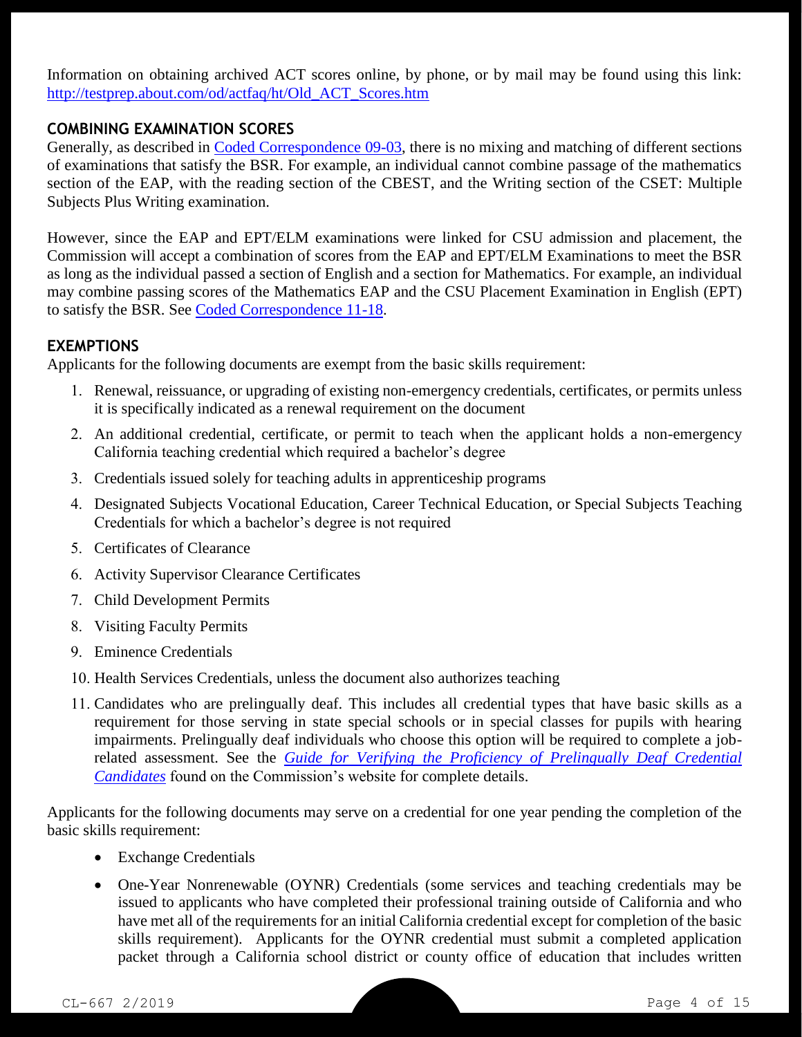Information on obtaining archived ACT scores online, by phone, or by mail may be found using this link: [http://testprep.about.com/od/actfaq/ht/Old_ACT_Scores.htm](http://testprep.about.com/od/actfaq/ht/Old_ACT_Scores.htm)

## COMBINING EXAMINATION SCORES

Generally, as described in [Coded Correspondence 09-03](), there is no mixing and matching of different sections of examinations that satisfy the BSR. For example, an individual cannot combine passage of the mathematics section of the EAP, with the reading section of the CBEST, and the Writing section of the CSET: Multiple Subjects Plus Writing examination.

However, since the EAP and EPT/ELM examinations were linked for CSU admission and placement, the Commission will accept a combination of scores from the EAP and EPT/ELM Examinations to meet the BSR as long as the individual passed a section of English and a section for Mathematics. For example, an individual may combine passing scores of the Mathematics EAP and the CSU Placement Examination in English (EPT) to satisfy the BSR. See [Coded Correspondence 11-18]().

## EXEMPTIONS

Applicants for the following documents are exempt from the basic skills requirement:

1. Renewal, reissuance, or upgrading of existing non-emergency credentials, certificates, or permits unless it is specifically indicated as a renewal requirement on the document
2. An additional credential, certificate, or permit to teach when the applicant holds a non-emergency California teaching credential which required a bachelor's degree
3. Credentials issued solely for teaching adults in apprenticeship programs
4. Designated Subjects Vocational Education, Career Technical Education, or Special Subjects Teaching Credentials for which a bachelor's degree is not required
5. Certificates of Clearance
6. Activity Supervisor Clearance Certificates
7. Child Development Permits
8. Visiting Faculty Permits
9. Eminence Credentials
10. Health Services Credentials, unless the document also authorizes teaching
11. Candidates who are prelingually deaf. This includes all credential types that have basic skills as a requirement for those serving in state special schools or in special classes for pupils with hearing impairments. Prelingually deaf individuals who choose this option will be required to complete a job-related assessment. See the [*Guide for Verifying the Proficiency of Prelingually Deaf Credential Candidates*]() found on the Commission's website for complete details.

Applicants for the following documents may serve on a credential for one year pending the completion of the basic skills requirement:

- Exchange Credentials
- One-Year Nonrenewable (OYNR) Credentials (some services and teaching credentials may be issued to applicants who have completed their professional training outside of California and who have met all of the requirements for an initial California credential except for completion of the basic skills requirement). Applicants for the OYNR credential must submit a completed application packet through a California school district or county office of education that includes written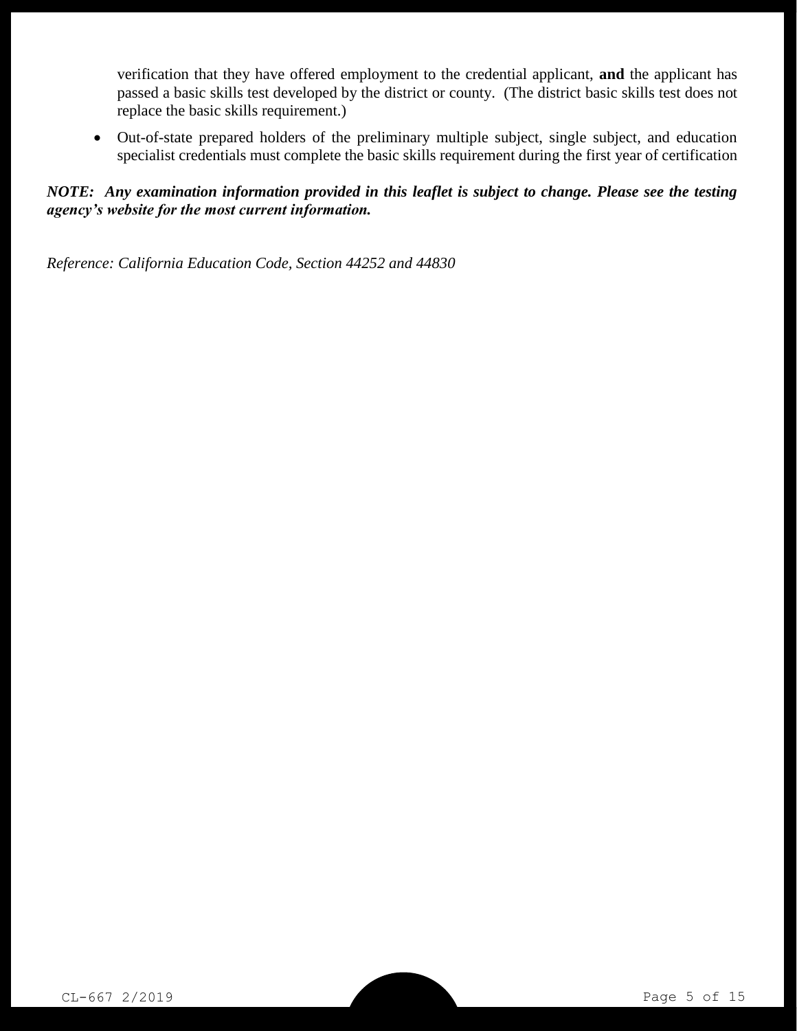verification that they have offered employment to the credential applicant, **and** the applicant has passed a basic skills test developed by the district or county. (The district basic skills test does not replace the basic skills requirement.)

- Out-of-state prepared holders of the preliminary multiple subject, single subject, and education specialist credentials must complete the basic skills requirement during the first year of certification

***NOTE: Any examination information provided in this leaflet is subject to change. Please see the testing agency's website for the most current information.***

*Reference: California Education Code, Section 44252 and 44830*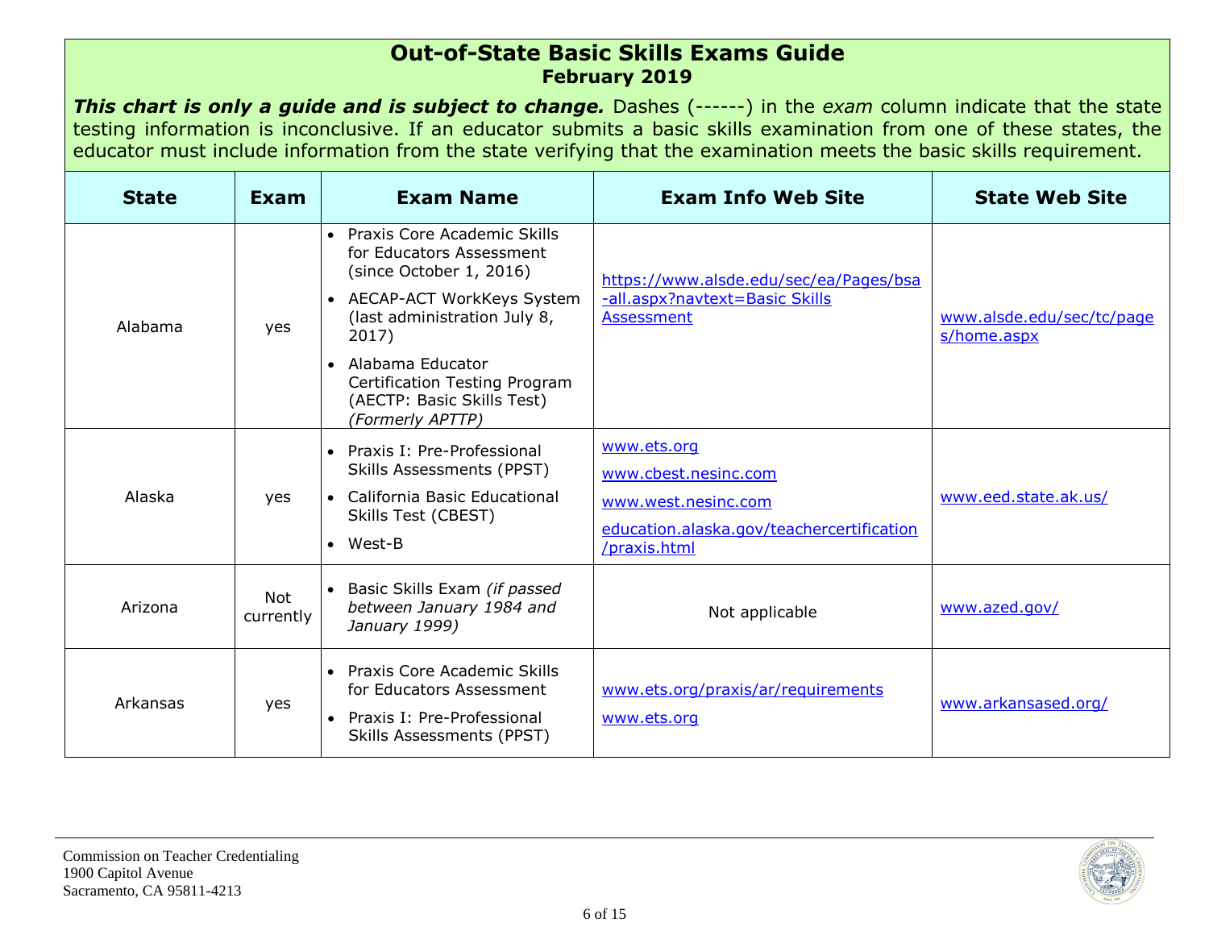# Out-of-State Basic Skills Exams Guide

## February 2019

***This chart is only a guide and is subject to change.*** Dashes (------) in the *exam* column indicate that the state testing information is inconclusive. If an educator submits a basic skills examination from one of these states, the educator must include information from the state verifying that the examination meets the basic skills requirement.

| State | Exam | Exam Name | Exam Info Web Site | State Web Site |
|---|---|---|---|---|
| Alabama | yes | • Praxis Core Academic Skills for Educators Assessment (since October 1, 2016)<br>• AECAP-ACT WorkKeys System (last administration July 8, 2017)<br>• Alabama Educator Certification Testing Program (AECTP: Basic Skills Test) *(Formerly APTTP)* | https://www.alsde.edu/sec/ea/Pages/bsa-all.aspx?navtext=Basic Skills Assessment | www.alsde.edu/sec/tc/pages/home.aspx |
| Alaska | yes | • Praxis I: Pre-Professional Skills Assessments (PPST)<br>• California Basic Educational Skills Test (CBEST)<br>• West-B | www.ets.org<br>www.cbest.nesinc.com<br>www.west.nesinc.com<br>education.alaska.gov/teachercertification/praxis.html | www.eed.state.ak.us/ |
| Arizona | Not currently | • Basic Skills Exam *(if passed between January 1984 and January 1999)* | Not applicable | www.azed.gov/ |
| Arkansas | yes | • Praxis Core Academic Skills for Educators Assessment<br>• Praxis I: Pre-Professional Skills Assessments (PPST) | www.ets.org/praxis/ar/requirements<br>www.ets.org | www.arkansased.org/ |

Commission on Teacher Credentialing
1900 Capitol Avenue
Sacramento, CA 95811-4213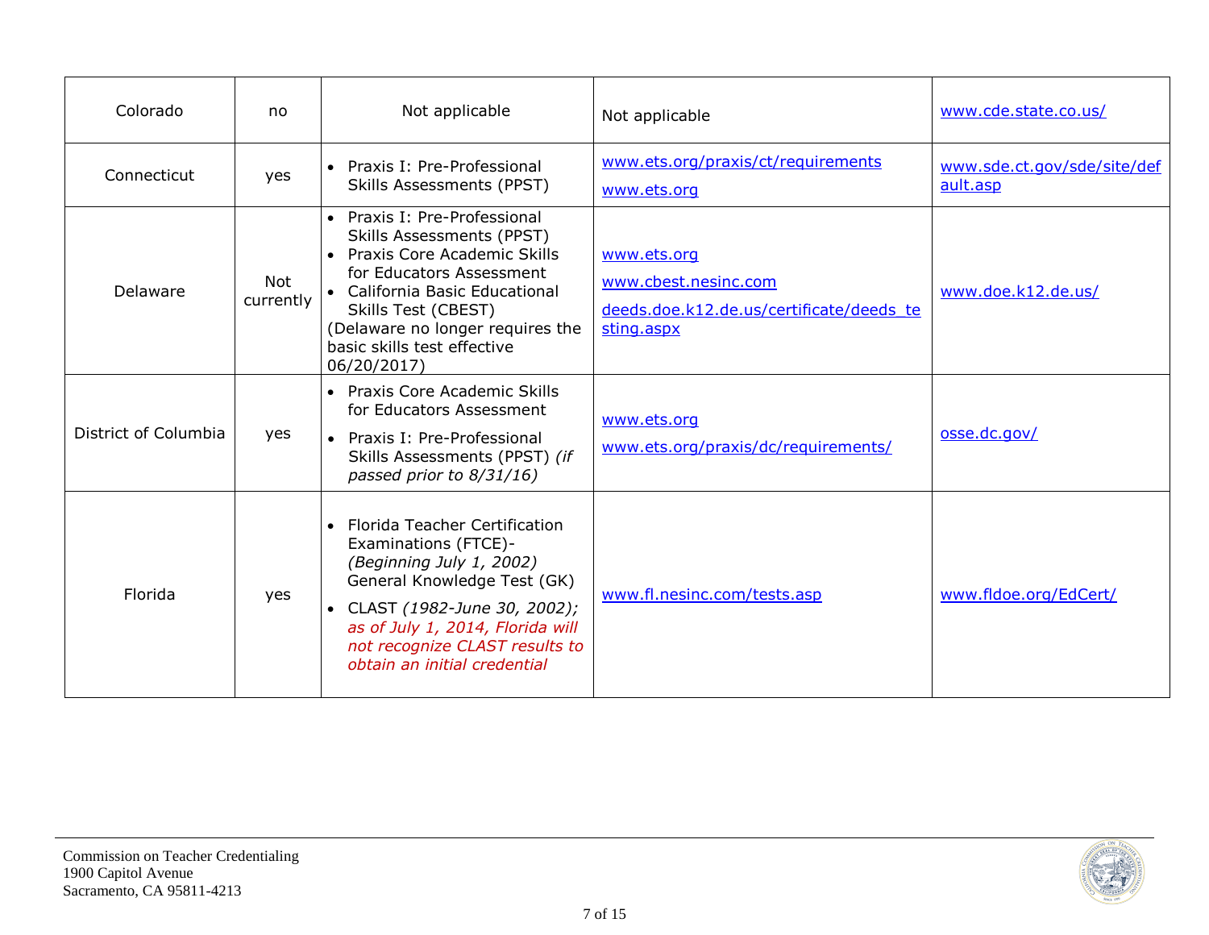| Colorado | no | Not applicable | Not applicable | www.cde.state.co.us/ |
|---|---|---|---|---|
| Connecticut | yes | • Praxis I: Pre-Professional Skills Assessments (PPST) | www.ets.org/praxis/ct/requirements<br>www.ets.org | www.sde.ct.gov/sde/site/default.asp |
| Delaware | Not currently | • Praxis I: Pre-Professional Skills Assessments (PPST)<br>• Praxis Core Academic Skills for Educators Assessment<br>• California Basic Educational Skills Test (CBEST)<br>(Delaware no longer requires the basic skills test effective 06/20/2017) | www.ets.org<br>www.cbest.nesinc.com<br>deeds.doe.k12.de.us/certificate/deeds_testing.aspx | www.doe.k12.de.us/ |
| District of Columbia | yes | • Praxis Core Academic Skills for Educators Assessment<br>• Praxis I: Pre-Professional Skills Assessments (PPST) *(if passed prior to 8/31/16)* | www.ets.org<br>www.ets.org/praxis/dc/requirements/ | osse.dc.gov/ |
| Florida | yes | • Florida Teacher Certification Examinations (FTCE)- *(Beginning July 1, 2002)* General Knowledge Test (GK)<br>• CLAST *(1982-June 30, 2002); as of July 1, 2014, Florida will not recognize CLAST results to obtain an initial credential* | www.fl.nesinc.com/tests.asp | www.fldoe.org/EdCert/ |

Commission on Teacher Credentialing
1900 Capitol Avenue
Sacramento, CA 95811-4213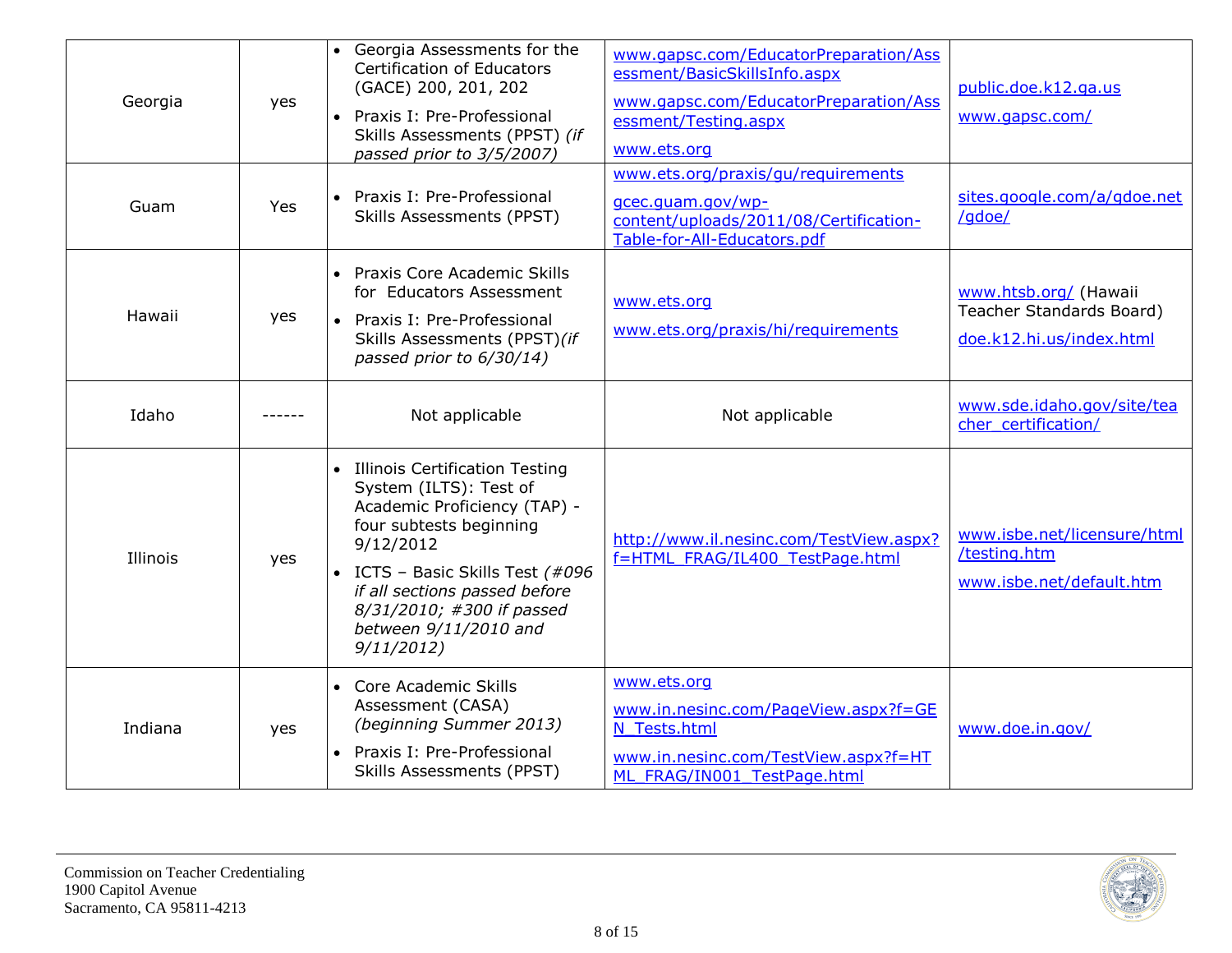| Georgia | yes | • Georgia Assessments for the Certification of Educators (GACE) 200, 201, 202<br>• Praxis I: Pre-Professional Skills Assessments (PPST) *(if passed prior to 3/5/2007)* | www.gapsc.com/EducatorPreparation/Assessment/BasicSkillsInfo.aspx<br>www.gapsc.com/EducatorPreparation/Assessment/Testing.aspx<br>www.ets.org | public.doe.k12.ga.us<br>www.gapsc.com/ |
|---|---|---|---|---|
| Guam | Yes | • Praxis I: Pre-Professional Skills Assessments (PPST) | www.ets.org/praxis/gu/requirements<br>gcec.guam.gov/wp-content/uploads/2011/08/Certification-Table-for-All-Educators.pdf | sites.google.com/a/gdoe.net/gdoe/ |
| Hawaii | yes | • Praxis Core Academic Skills for Educators Assessment<br>• Praxis I: Pre-Professional Skills Assessments (PPST)*(if passed prior to 6/30/14)* | www.ets.org<br>www.ets.org/praxis/hi/requirements | www.htsb.org/ (Hawaii Teacher Standards Board)<br>doe.k12.hi.us/index.html |
| Idaho | ------ | Not applicable | Not applicable | www.sde.idaho.gov/site/teacher_certification/ |
| Illinois | yes | • Illinois Certification Testing System (ILTS): Test of Academic Proficiency (TAP) - four subtests beginning 9/12/2012<br>• ICTS – Basic Skills Test *(#096 if all sections passed before 8/31/2010; #300 if passed between 9/11/2010 and 9/11/2012)* | http://www.il.nesinc.com/TestView.aspx?f=HTML_FRAG/IL400_TestPage.html | www.isbe.net/licensure/html/testing.htm<br>www.isbe.net/default.htm |
| Indiana | yes | • Core Academic Skills Assessment (CASA) *(beginning Summer 2013)*<br>• Praxis I: Pre-Professional Skills Assessments (PPST) | www.ets.org<br>www.in.nesinc.com/PageView.aspx?f=GEN_Tests.html<br>www.in.nesinc.com/TestView.aspx?f=HTML_FRAG/IN001_TestPage.html | www.doe.in.gov/ |

Commission on Teacher Credentialing
1900 Capitol Avenue
Sacramento, CA 95811-4213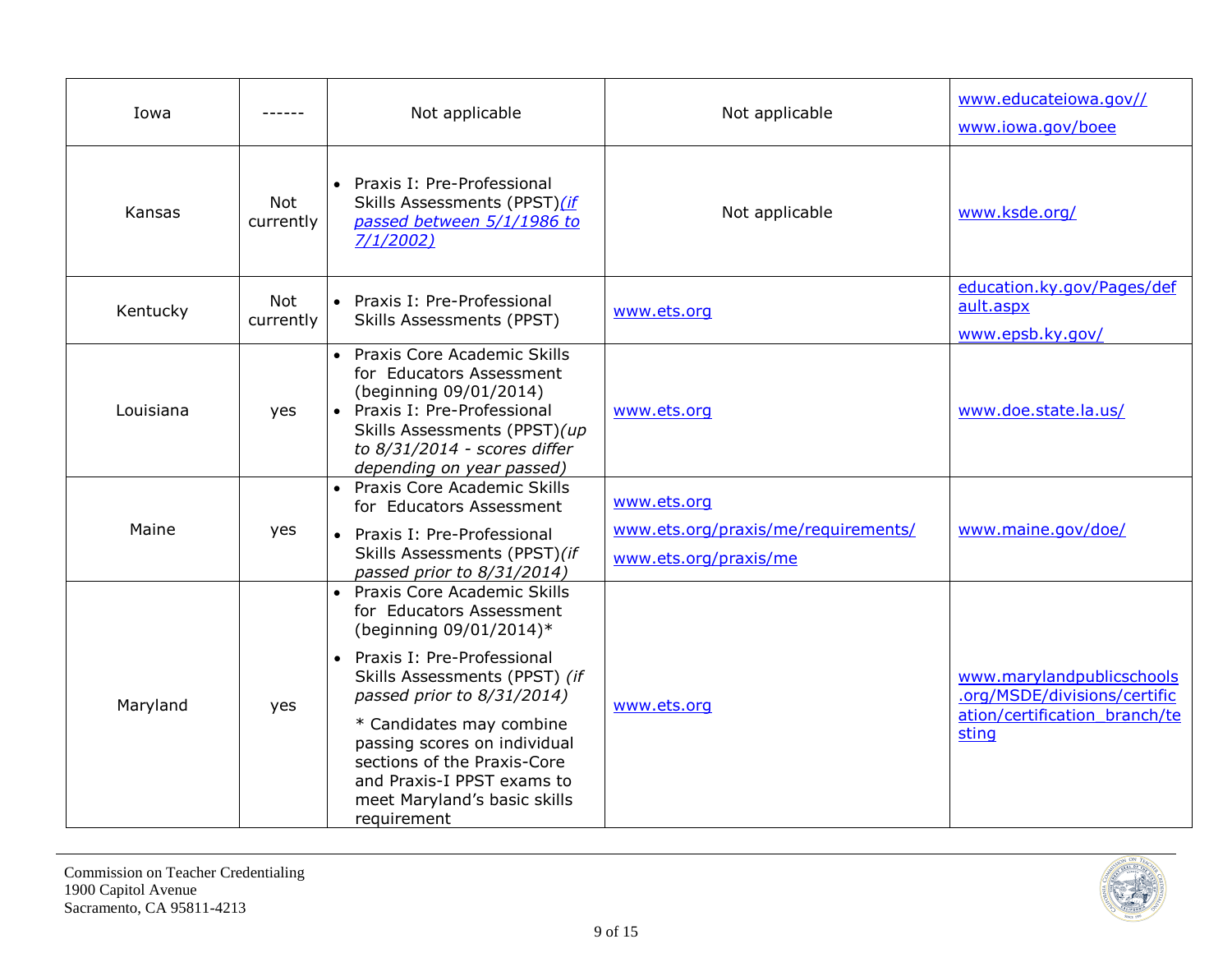| | | | | |
|---|---|---|---|---|
| Iowa | ------ | Not applicable | Not applicable | www.educateiowa.gov//<br>www.iowa.gov/boee |
| Kansas | Not currently | • Praxis I: Pre-Professional Skills Assessments (PPST)*(if passed between 5/1/1986 to 7/1/2002)* | Not applicable | www.ksde.org/ |
| Kentucky | Not currently | • Praxis I: Pre-Professional Skills Assessments (PPST) | www.ets.org | education.ky.gov/Pages/default.aspx<br>www.epsb.ky.gov/ |
| Louisiana | yes | • Praxis Core Academic Skills for Educators Assessment (beginning 09/01/2014)<br>• Praxis I: Pre-Professional Skills Assessments (PPST)*(up to 8/31/2014 - scores differ depending on year passed)* | www.ets.org | www.doe.state.la.us/ |
| Maine | yes | • Praxis Core Academic Skills for Educators Assessment<br>• Praxis I: Pre-Professional Skills Assessments (PPST)*(if passed prior to 8/31/2014)* | www.ets.org<br>www.ets.org/praxis/me/requirements/<br>www.ets.org/praxis/me | www.maine.gov/doe/ |
| Maryland | yes | • Praxis Core Academic Skills for Educators Assessment (beginning 09/01/2014)*<br>• Praxis I: Pre-Professional Skills Assessments (PPST) *(if passed prior to 8/31/2014)*<br>* Candidates may combine passing scores on individual sections of the Praxis-Core and Praxis-I PPST exams to meet Maryland's basic skills requirement | www.ets.org | www.marylandpublicschools.org/MSDE/divisions/certification/certification_branch/testing |

Commission on Teacher Credentialing
1900 Capitol Avenue
Sacramento, CA 95811-4213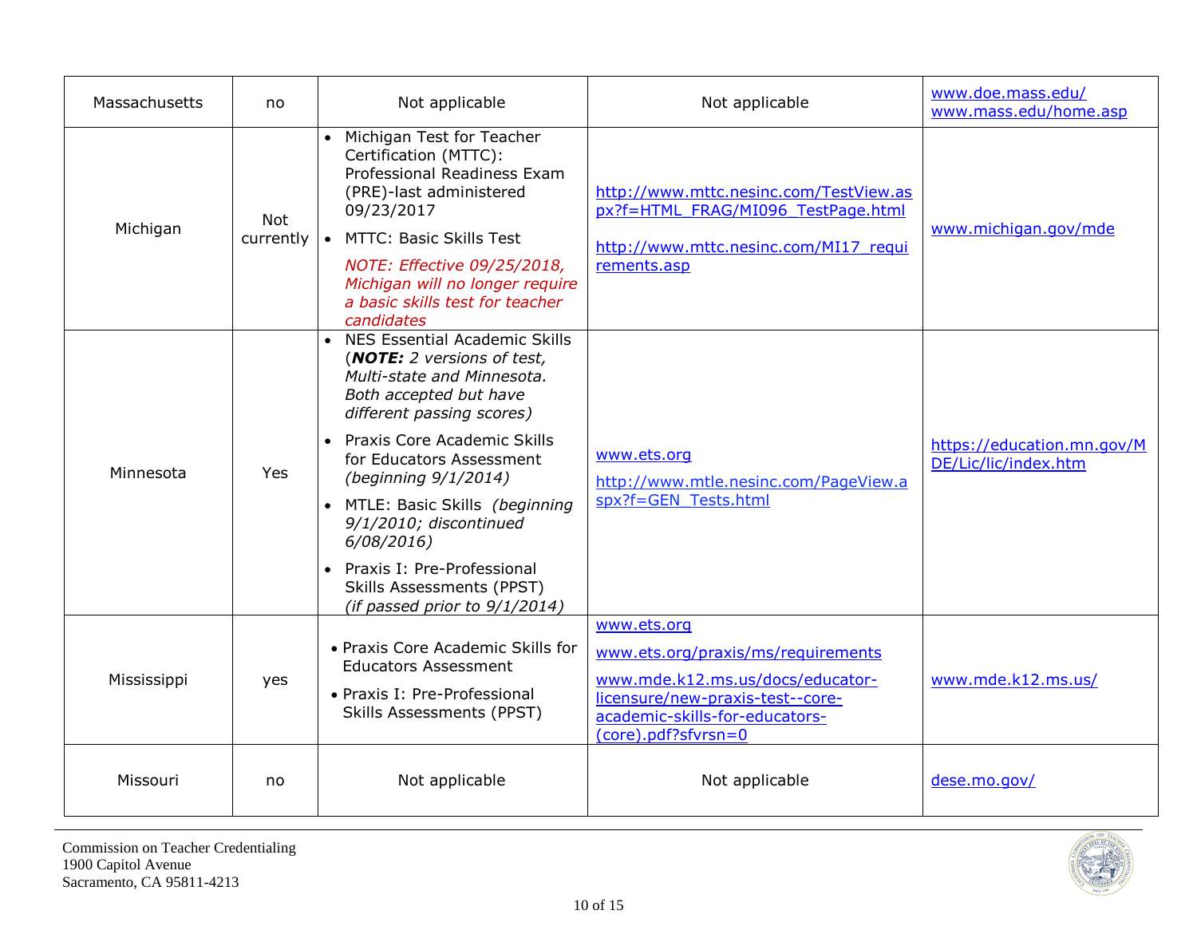| | | | | |
|---|---|---|---|---|
| Massachusetts | no | Not applicable | Not applicable | www.doe.mass.edu/ www.mass.edu/home.asp |
| Michigan | Not currently | • Michigan Test for Teacher Certification (MTTC): Professional Readiness Exam (PRE)-last administered 09/23/2017<br>• MTTC: Basic Skills Test<br>*NOTE: Effective 09/25/2018, Michigan will no longer require a basic skills test for teacher candidates* | http://www.mttc.nesinc.com/TestView.aspx?f=HTML_FRAG/MI096_TestPage.html<br>http://www.mttc.nesinc.com/MI17_requirements.asp | www.michigan.gov/mde |
| Minnesota | Yes | • NES Essential Academic Skills (***NOTE:*** *2 versions of test, Multi-state and Minnesota. Both accepted but have different passing scores)*<br>• Praxis Core Academic Skills for Educators Assessment *(beginning 9/1/2014)*<br>• MTLE: Basic Skills *(beginning 9/1/2010; discontinued 6/08/2016)*<br>• Praxis I: Pre-Professional Skills Assessments (PPST) *(if passed prior to 9/1/2014)* | www.ets.org<br>http://www.mtle.nesinc.com/PageView.aspx?f=GEN_Tests.html | https://education.mn.gov/MDE/Lic/lic/index.htm |
| Mississippi | yes | • Praxis Core Academic Skills for Educators Assessment<br>• Praxis I: Pre-Professional Skills Assessments (PPST) | www.ets.org<br>www.ets.org/praxis/ms/requirements<br>www.mde.k12.ms.us/docs/educator-licensure/new-praxis-test--core-academic-skills-for-educators-(core).pdf?sfvrsn=0 | www.mde.k12.ms.us/ |
| Missouri | no | Not applicable | Not applicable | dese.mo.gov/ |

Commission on Teacher Credentialing
1900 Capitol Avenue
Sacramento, CA 95811-4213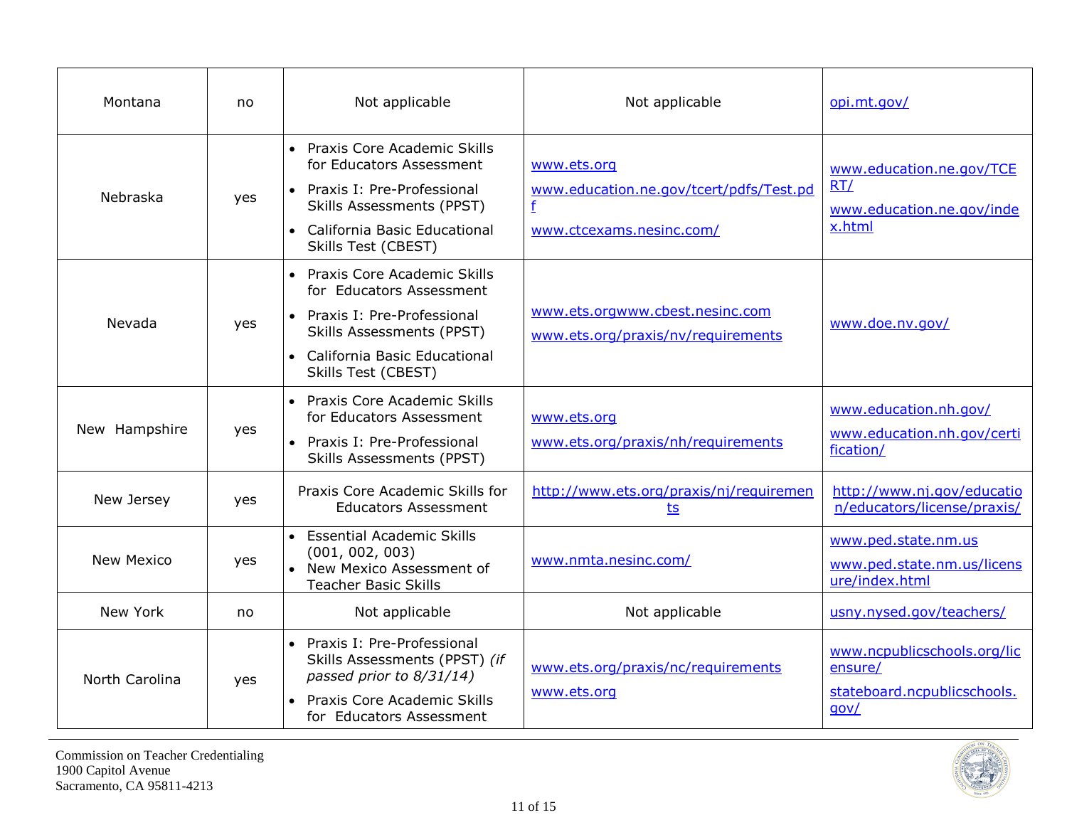| Montana | no | Not applicable | Not applicable | opi.mt.gov/ |
|---|---|---|---|---|
| Nebraska | yes | • Praxis Core Academic Skills for Educators Assessment<br>• Praxis I: Pre-Professional Skills Assessments (PPST)<br>• California Basic Educational Skills Test (CBEST) | www.ets.org<br>www.education.ne.gov/tcert/pdfs/Test.pdf<br>www.ctcexams.nesinc.com/ | www.education.ne.gov/TCERT/<br>www.education.ne.gov/index.html |
| Nevada | yes | • Praxis Core Academic Skills for Educators Assessment<br>• Praxis I: Pre-Professional Skills Assessments (PPST)<br>• California Basic Educational Skills Test (CBEST) | www.ets.orgwww.cbest.nesinc.com<br>www.ets.org/praxis/nv/requirements | www.doe.nv.gov/ |
| New Hampshire | yes | • Praxis Core Academic Skills for Educators Assessment<br>• Praxis I: Pre-Professional Skills Assessments (PPST) | www.ets.org<br>www.ets.org/praxis/nh/requirements | www.education.nh.gov/<br>www.education.nh.gov/certification/ |
| New Jersey | yes | Praxis Core Academic Skills for Educators Assessment | http://www.ets.org/praxis/nj/requirements | http://www.nj.gov/education/educators/license/praxis/ |
| New Mexico | yes | • Essential Academic Skills (001, 002, 003)<br>• New Mexico Assessment of Teacher Basic Skills | www.nmta.nesinc.com/ | www.ped.state.nm.us<br>www.ped.state.nm.us/licensure/index.html |
| New York | no | Not applicable | Not applicable | usny.nysed.gov/teachers/ |
| North Carolina | yes | • Praxis I: Pre-Professional Skills Assessments (PPST) *(if passed prior to 8/31/14)*<br>• Praxis Core Academic Skills for Educators Assessment | www.ets.org/praxis/nc/requirements<br>www.ets.org | www.ncpublicschools.org/licensure/<br>stateboard.ncpublicschools.gov/ |

Commission on Teacher Credentialing
1900 Capitol Avenue
Sacramento, CA 95811-4213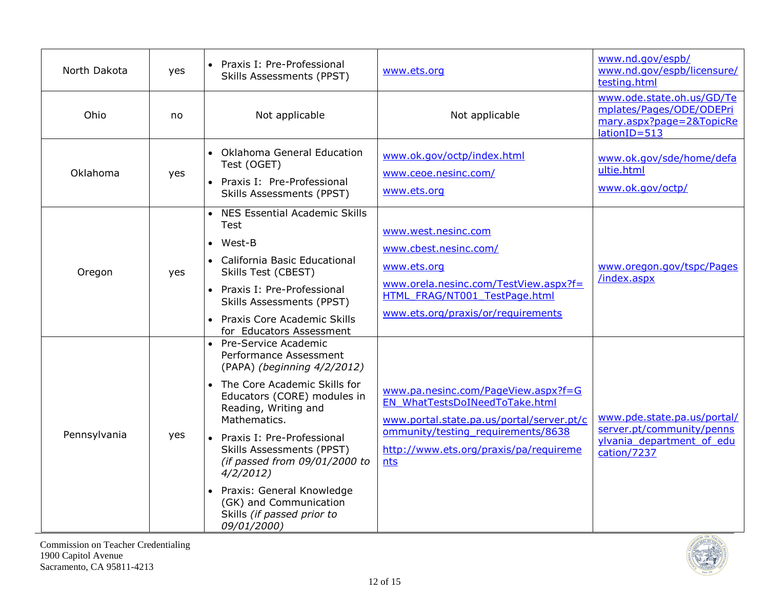| | | | | |
|---|---|---|---|---|
| North Dakota | yes | • Praxis I: Pre-Professional Skills Assessments (PPST) | www.ets.org | www.nd.gov/espb/ www.nd.gov/espb/licensure/testing.html |
| Ohio | no | Not applicable | Not applicable | www.ode.state.oh.us/GD/Templates/Pages/ODE/ODEPrimary.aspx?page=2&TopicRelationID=513 |
| Oklahoma | yes | • Oklahoma General Education Test (OGET)<br>• Praxis I: Pre-Professional Skills Assessments (PPST) | www.ok.gov/octp/index.html<br>www.ceoe.nesinc.com/<br>www.ets.org | www.ok.gov/sde/home/defaultie.html<br>www.ok.gov/octp/ |
| Oregon | yes | • NES Essential Academic Skills Test<br>• West-B<br>• California Basic Educational Skills Test (CBEST)<br>• Praxis I: Pre-Professional Skills Assessments (PPST)<br>• Praxis Core Academic Skills for Educators Assessment | www.west.nesinc.com<br>www.cbest.nesinc.com/<br>www.ets.org<br>www.orela.nesinc.com/TestView.aspx?f=HTML_FRAG/NT001_TestPage.html<br>www.ets.org/praxis/or/requirements | www.oregon.gov/tspc/Pages/index.aspx |
| Pennsylvania | yes | • Pre-Service Academic Performance Assessment (PAPA) *(beginning 4/2/2012)*<br>• The Core Academic Skills for Educators (CORE) modules in Reading, Writing and Mathematics.<br>• Praxis I: Pre-Professional Skills Assessments (PPST) *(if passed from 09/01/2000 to 4/2/2012)*<br>• Praxis: General Knowledge (GK) and Communication Skills *(if passed prior to 09/01/2000)* | www.pa.nesinc.com/PageView.aspx?f=GEN_WhatTestsDoINeedToTake.html<br>www.portal.state.pa.us/portal/server.pt/community/testing_requirements/8638<br>http://www.ets.org/praxis/pa/requirements | www.pde.state.pa.us/portal/server.pt/community/pennsylvania_department_of_education/7237 |

Commission on Teacher Credentialing
1900 Capitol Avenue
Sacramento, CA 95811-4213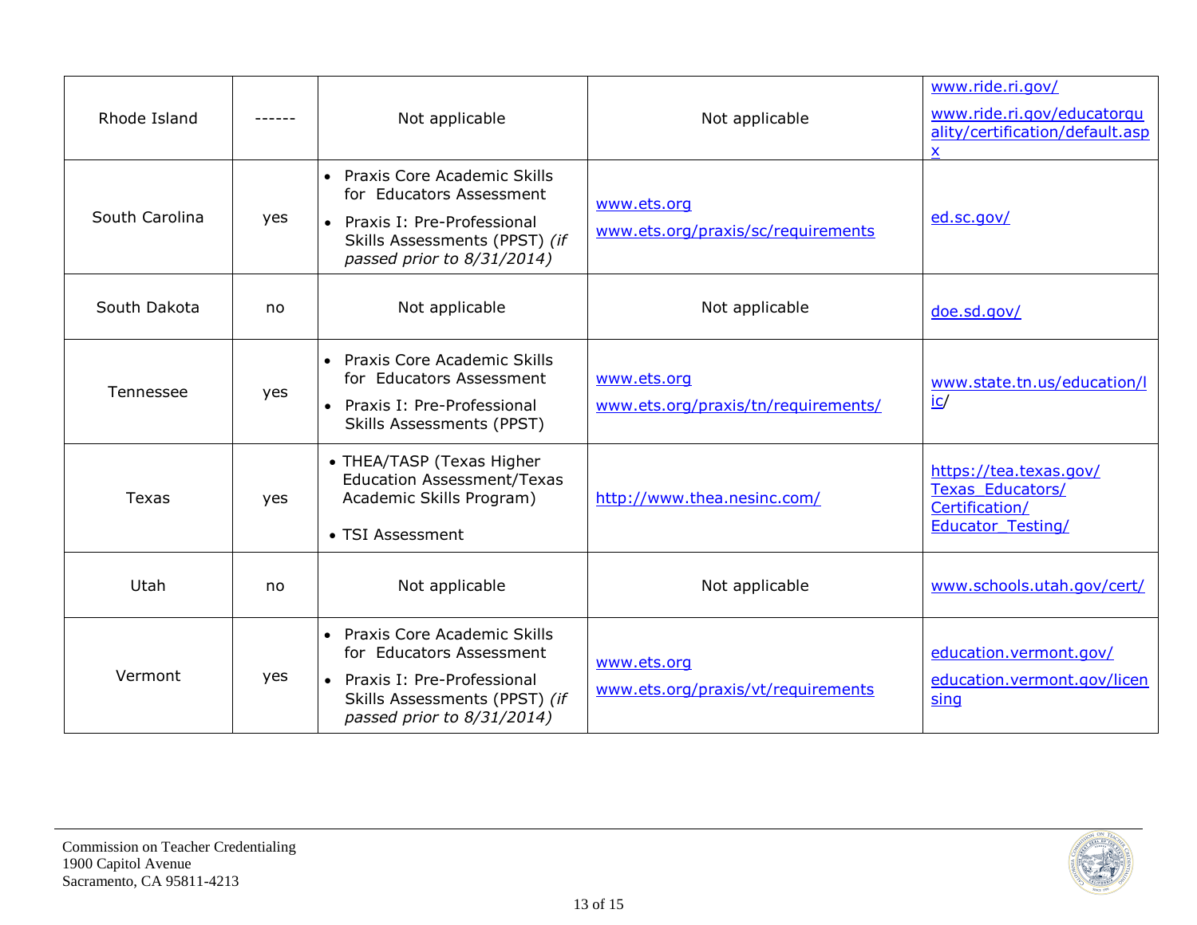| Rhode Island | ------ | Not applicable | Not applicable | www.ride.ri.gov/<br>www.ride.ri.gov/educatorquality/certification/default.aspx |
|---|---|---|---|---|
| South Carolina | yes | • Praxis Core Academic Skills for Educators Assessment<br>• Praxis I: Pre-Professional Skills Assessments (PPST) *(if passed prior to 8/31/2014)* | www.ets.org<br>www.ets.org/praxis/sc/requirements | ed.sc.gov/ |
| South Dakota | no | Not applicable | Not applicable | doe.sd.gov/ |
| Tennessee | yes | • Praxis Core Academic Skills for Educators Assessment<br>• Praxis I: Pre-Professional Skills Assessments (PPST) | www.ets.org<br>www.ets.org/praxis/tn/requirements/ | www.state.tn.us/education/lic/ |
| Texas | yes | • THEA/TASP (Texas Higher Education Assessment/Texas Academic Skills Program)<br>• TSI Assessment | http://www.thea.nesinc.com/ | https://tea.texas.gov/Texas_Educators/Certification/Educator_Testing/ |
| Utah | no | Not applicable | Not applicable | www.schools.utah.gov/cert/ |
| Vermont | yes | • Praxis Core Academic Skills for Educators Assessment<br>• Praxis I: Pre-Professional Skills Assessments (PPST) *(if passed prior to 8/31/2014)* | www.ets.org<br>www.ets.org/praxis/vt/requirements | education.vermont.gov/<br>education.vermont.gov/licensing |

Commission on Teacher Credentialing
1900 Capitol Avenue
Sacramento, CA 95811-4213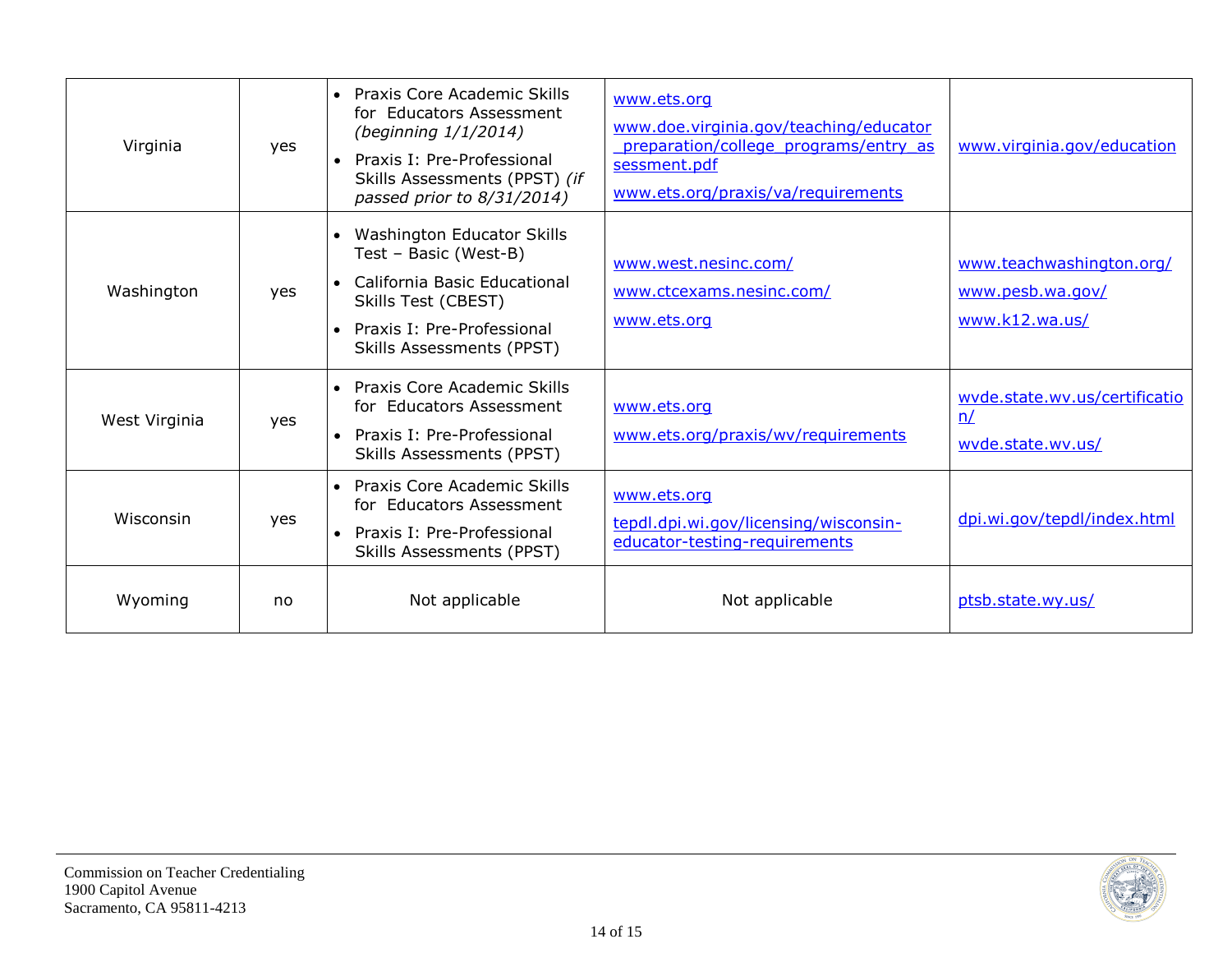| Virginia | yes | • Praxis Core Academic Skills for Educators Assessment *(beginning 1/1/2014)*<br>• Praxis I: Pre-Professional Skills Assessments (PPST) *(if passed prior to 8/31/2014)* | www.ets.org<br>www.doe.virginia.gov/teaching/educator_preparation/college_programs/entry_assessment.pdf<br>www.ets.org/praxis/va/requirements | www.virginia.gov/education |
|---|---|---|---|---|
| Washington | yes | • Washington Educator Skills Test – Basic (West-B)<br>• California Basic Educational Skills Test (CBEST)<br>• Praxis I: Pre-Professional Skills Assessments (PPST) | www.west.nesinc.com/<br>www.ctcexams.nesinc.com/<br>www.ets.org | www.teachwashington.org/<br>www.pesb.wa.gov/<br>www.k12.wa.us/ |
| West Virginia | yes | • Praxis Core Academic Skills for Educators Assessment<br>• Praxis I: Pre-Professional Skills Assessments (PPST) | www.ets.org<br>www.ets.org/praxis/wv/requirements | wvde.state.wv.us/certification/<br>wvde.state.wv.us/ |
| Wisconsin | yes | • Praxis Core Academic Skills for Educators Assessment<br>• Praxis I: Pre-Professional Skills Assessments (PPST) | www.ets.org<br>tepdl.dpi.wi.gov/licensing/wisconsin-educator-testing-requirements | dpi.wi.gov/tepdl/index.html |
| Wyoming | no | Not applicable | Not applicable | ptsb.state.wy.us/ |

Commission on Teacher Credentialing
1900 Capitol Avenue
Sacramento, CA 95811-4213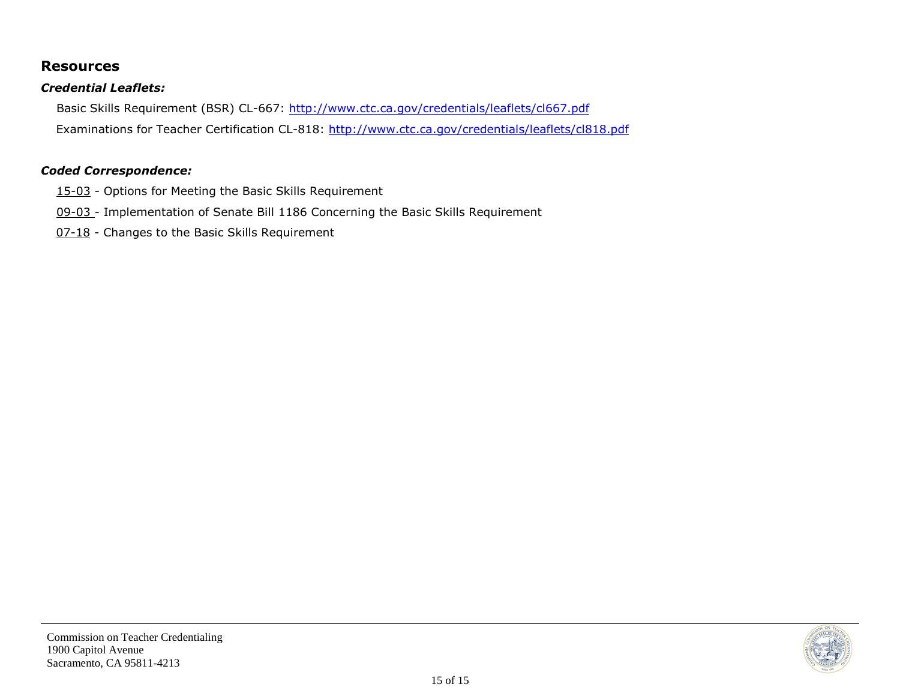## Resources

***Credential Leaflets:***

Basic Skills Requirement (BSR) CL-667: http://www.ctc.ca.gov/credentials/leaflets/cl667.pdf

Examinations for Teacher Certification CL-818: http://www.ctc.ca.gov/credentials/leaflets/cl818.pdf

***Coded Correspondence:***

15-03 - Options for Meeting the Basic Skills Requirement

09-03 - Implementation of Senate Bill 1186 Concerning the Basic Skills Requirement

07-18 - Changes to the Basic Skills Requirement

Commission on Teacher Credentialing
1900 Capitol Avenue
Sacramento, CA 95811-4213